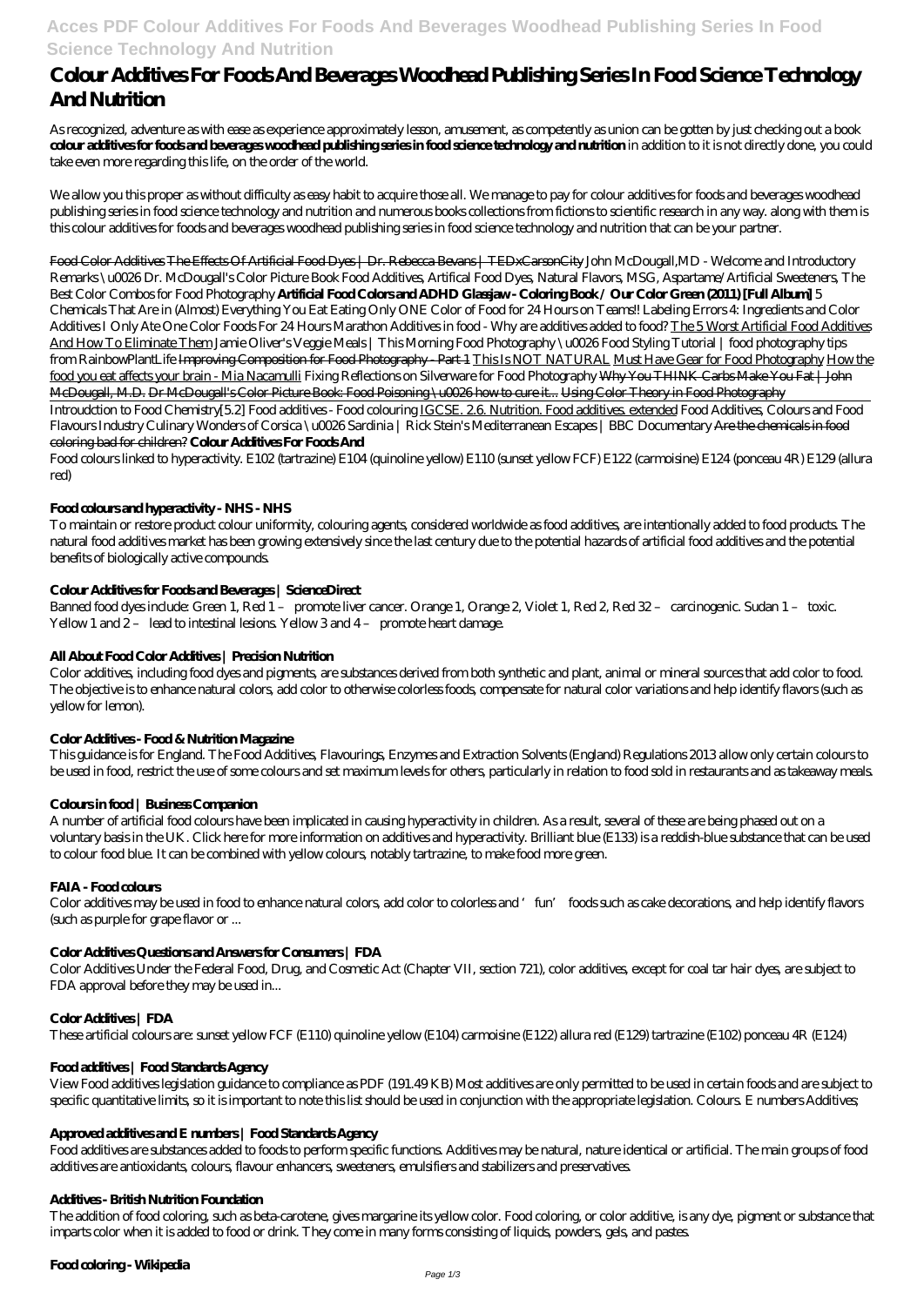# Colour Additives For Foods And Beverages Woodhead Publishing Series In Food Science Technology And Nutrition

As recognized, adventure as with ease as experience approximately lesson, amusement, as competently as union can be gotten by just checking out a book **colour additives for foods and beverages woodhead publishing series in food science technology and nutrition** in addition to it is not directly done, you could take even more regarding this life, on the order of the world.

We allow you this proper as without difficulty as easy habit to acquire those all. We manage to pay for colour additives for foods and beverages woodhead publishing series in food science technology and nutrition and numerous books collections from fictions to scientific research in any way. along with them is this colour additives for foods and beverages woodhead publishing series in food science technology and nutrition that can be your partner.

Food Color Additives The Effects Of Artificial Food Dyes | Dr. Rebecca Bevans | TEDxCarsonCity *John McDougall,MD - Welcome and Introductory Remarks \u0026 Dr. McDougall's Color Picture Book Food Additives, Artifical Food Dyes, Natural Flavors, MSG, Aspartame/Artificial Sweeteners, The Best Color Combos for Food Photography* **Artificial Food Colors and ADHD Glassjaw - Coloring Book / Our Color Green (2011) [Full Album]** *5 Chemicals That Are in (Almost) Everything You Eat Eating Only ONE Color of Food for 24 Hours on Teams!! Labeling Errors 4: Ingredients and Color Additives I Only Ate One Color Foods For 24 Hours Marathon Additives in food - Why are additives added to food?* The 5 Worst Artificial Food Additives And How To Eliminate Them *Jamie Oliver's Veggie Meals | This Morning Food Photography \u0026 Food Styling Tutorial | food photography tips from RainbowPlantLife* Improving Composition for Food Photography - Part 1 This Is NOT NATURAL Must Have Gear for Food Photography How the food you eat affects your brain - Mia Nacamulli *Fixing Reflections on Silverware for Food Photography* Why You THINK Carbs Make You Fat | John McDougall, M.D. Dr McDougall's Color Picture Book: Food Poisoning \u0026 how to cure it... Using Color Theory in Food Photography

Introudction to Food Chemistry*[5.2] Food additives - Food colouring* IGCSE. 2.6. Nutrition. Food additives. extended *Food Additives, Colours and Food Flavours Industry Culinary Wonders of Corsica \u0026 Sardinia | Rick Stein's Mediterranean Escapes | BBC Documentary* Are the chemicals in food coloring bad for children? **Colour Additives For Foods And**

Food colours linked to hyperactivity. E102 (tartrazine) E104 (quinoline yellow) E110 (sunset yellow FCF) E122 (carmoisine) E124 (ponceau 4R) E129 (allura red)

## Food colours and hyperactivity - NHS - NHS

To maintain or restore product colour uniformity, colouring agents, considered worldwide as food additives, are intentionally added to food products. The natural food additives market has been growing extensively since the last century due to the potential hazards of artificial food additives and the potential benefits of biologically active compounds.

## Colour Additives for Foods and Beverages | ScienceDirect

Banned food dyes include: Green 1, Red 1 – promote liver cancer. Orange 1, Orange 2, Violet 1, Red 2, Red 32 – carcinogenic. Sudan 1 – toxic. Yellow 1 and 2 – lead to intestinal lesions. Yellow 3 and 4 – promote heart damage.

## All About Food Color Additives | Precision Nutrition

Color additives, including food dyes and pigments, are substances derived from both synthetic and plant, animal or mineral sources that add color to food. The objective is to enhance natural colors, add color to otherwise colorless foods, compensate for natural color variations and help identify flavors (such as yellow for lemon).

## Color Additives - Food & Nutrition Magazine

This guidance is for England. The Food Additives, Flavourings, Enzymes and Extraction Solvents (England) Regulations 2013 allow only certain colours to be used in food, restrict the use of some colours and set maximum levels for others, particularly in relation to food sold in restaurants and as takeaway meals.

## Colours in food | Business Companion

A number of artificial food colours have been implicated in causing hyperactivity in children. As a result, several of these are being phased out on a voluntary basis in the UK. Click here for more information on additives and hyperactivity. Brilliant blue (E133) is a reddish-blue substance that can be used to colour food blue. It can be combined with yellow colours, notably tartrazine, to make food more green.

## FAIA - Food colours

Color additives may be used in food to enhance natural colors, add color to colorless and 'fun' foods such as cake decorations, and help identify flavors (such as purple for grape flavor or ...

## Color Additives Questions and Answers for Consumers | FDA

Color Additives Under the Federal Food, Drug, and Cosmetic Act (Chapter VII, section 721), color additives, except for coal tar hair dyes, are subject to FDA approval before they may be used in...

## Color Additives | FDA

These artificial colours are: sunset yellow FCF (E110) quinoline yellow (E104) carmoisine (E122) allura red (E129) tartrazine (E102) ponceau 4R (E124)

## Food additives | Food Standards Agency

View Food additives legislation guidance to compliance as PDF (191.49 KB) Most additives are only permitted to be used in certain foods and are subject to specific quantitative limits, so it is important to note this list should be used in conjunction with the appropriate legislation. Colours. E numbers Additives;

## Approved additives and E numbers | Food Standards Agency

Food additives are substances added to foods to perform specific functions. Additives may be natural, nature identical or artificial. The main groups of food additives are antioxidants, colours, flavour enhancers, sweeteners, emulsifiers and stabilizers and preservatives.

## Additives - British Nutrition Foundation

The addition of food coloring, such as beta-carotene, gives margarine its yellow color. Food coloring, or color additive, is any dye, pigment or substance that imparts color when it is added to food or drink. They come in many forms consisting of liquids, powders, gels, and pastes.

## Food coloring - Wikipedia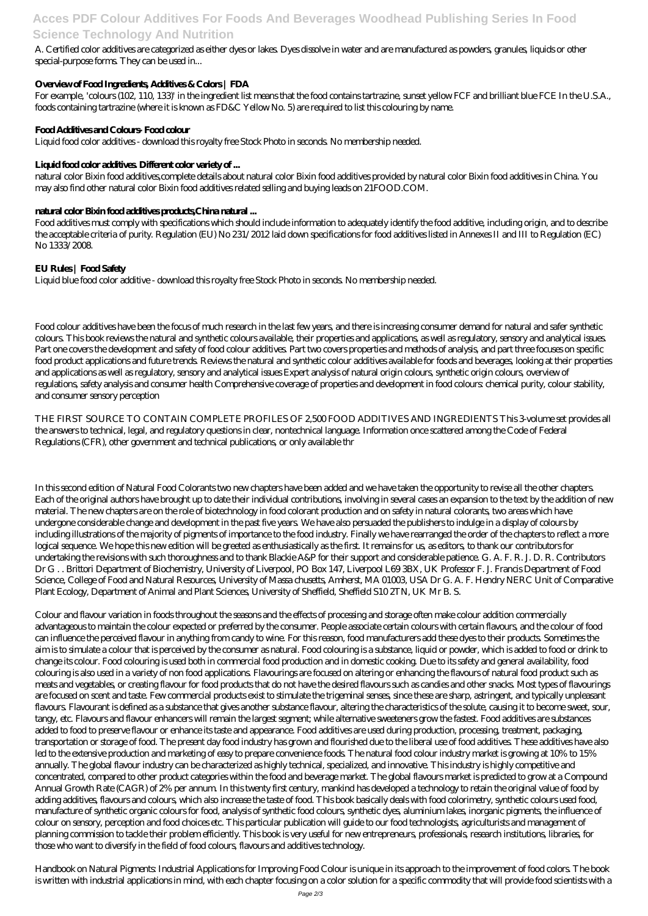A. Certified color additives are categorized as either dyes or lakes. Dyes dissolve in water and are manufactured as powders, granules, liquids or other special-purpose forms. They can be used in...

**Overview of Food Ingredients, Additives & Colors | FDA**

For example, 'colours (102, 110, 133)' in the ingredient list means that the food contains tartrazine, sunset yellow FCF and brilliant blue FCE In the U.S.A., foods containing tartrazine (where it is known as FD&C Yellow No. 5) are required to list this colouring by name.

**Food Additives and Colours- Food colour**

Liquid food color additives - download this royalty free Stock Photo in seconds. No membership needed.

**Liquid food color additives. Different color variety of ...**

natural color Bixin food additives,complete details about natural color Bixin food additives provided by natural color Bixin food additives in China. You may also find other natural color Bixin food additives related selling and buying leads on 21FOOD.COM.

**natural color Bixin food additives products,China natural ...**

Food additives must comply with specifications which should include information to adequately identify the food additive, including origin, and to describe the acceptable criteria of purity. Regulation (EU) No 231/2012 laid down specifications for food additives listed in Annexes II and III to Regulation (EC) No 1333/2008.

**EU Rules | Food Safety**

Liquid blue food color additive - download this royalty free Stock Photo in seconds. No membership needed.

Food colour additives have been the focus of much research in the last few years, and there is increasing consumer demand for natural and safer synthetic colours. This book reviews the natural and synthetic colours available, their properties and applications, as well as regulatory, sensory and analytical issues. Part one covers the development and safety of food colour additives. Part two covers properties and methods of analysis, and part three focuses on specific food product applications and future trends. Reviews the natural and synthetic colour additives available for foods and beverages, looking at their properties and applications as well as regulatory, sensory and analytical issues Expert analysis of natural origin colours, synthetic origin colours, overview of regulations, safety analysis and consumer health Comprehensive coverage of properties and development in food colours: chemical purity, colour stability, and consumer sensory perception

THE FIRST SOURCE TO CONTAIN COMPLETE PROFILES OF 2,500 FOOD ADDITIVES AND INGREDIENTS This 3-volume set provides all the answers to technical, legal, and regulatory questions in clear, nontechnical language. Information once scattered among the Code of Federal Regulations (CFR), other government and technical publications, or only available thr

In this second edition of Natural Food Colorants two new chapters have been added and we have taken the opportunity to revise all the other chapters. Each of the original authors have brought up to date their individual contributions, involving in several cases an expansion to the text by the addition of new material. The new chapters are on the role of biotechnology in food colorant production and on safety in natural colorants, two areas which have undergone considerable change and development in the past five years. We have also persuaded the publishers to indulge in a display of colours by including illustrations of the majority of pigments of importance to the food industry. Finally we have rearranged the order of the chapters to reflect a more logical sequence. We hope this new edition will be greeted as enthusiastically as the first. It remains for us, as editors, to thank our contributors for undertaking the revisions with such thoroughness and to thank Blackie A&P for their support and considerable patience. G. A. F. R. J. D. R. Contributors Dr G . . Brittori Department of Biochemistry, University of Liverpool, PO Box 147, Liverpool L69 3BX, UK Professor F. J. Francis Department of Food Science, College of Food and Natural Resources, University of Massa chusetts, Amherst, MA 01003, USA Dr G. A. F. Hendry NERC Unit of Comparative Plant Ecology, Department of Animal and Plant Sciences, University of Sheffield, Sheffield S10 2TN, UK Mr B. S.

Colour and flavour variation in foods throughout the seasons and the effects of processing and storage often make colour addition commercially advantageous to maintain the colour expected or preferred by the consumer. People associate certain colours with certain flavours, and the colour of food can influence the perceived flavour in anything from candy to wine. For this reason, food manufacturers add these dyes to their products. Sometimes the aim is to simulate a colour that is perceived by the consumer as natural. Food colouring is a substance, liquid or powder, which is added to food or drink to change its colour. Food colouring is used both in commercial food production and in domestic cooking. Due to its safety and general availability, food colouring is also used in a variety of non food applications. Flavourings are focused on altering or enhancing the flavours of natural food product such as meats and vegetables, or creating flavour for food products that do not have the desired flavours such as candies and other snacks. Most types of flavourings are focused on scent and taste. Few commercial products exist to stimulate the trigeminal senses, since these are sharp, astringent, and typically unpleasant flavours. Flavourant is defined as a substance that gives another substance flavour, altering the characteristics of the solute, causing it to become sweet, sour, tangy, etc. Flavours and flavour enhancers will remain the largest segment; while alternative sweeteners grow the fastest. Food additives are substances added to food to preserve flavour or enhance its taste and appearance. Food additives are used during production, processing, treatment, packaging, transportation or storage of food. The present day food industry has grown and flourished due to the liberal use of food additives. These additives have also led to the extensive production and marketing of easy to prepare convenience foods. The natural food colour industry market is growing at 10% to 15% annually. The global flavour industry can be characterized as highly technical, specialized, and innovative. This industry is highly competitive and concentrated, compared to other product categories within the food and beverage market. The global flavours market is predicted to grow at a Compound Annual Growth Rate (CAGR) of 2% per annum. In this twenty first century, mankind has developed a technology to retain the original value of food by adding additives, flavours and colours, which also increase the taste of food. This book basically deals with food colorimetry, synthetic colours used food, manufacture of synthetic organic colours for food, analysis of synthetic food colours, synthetic dyes, aluminium lakes, inorganic pigments, the influence of colour on sensory, perception and food choices etc. This particular publication will guide to our food technologists, agriculturists and management of planning commission to tackle their problem efficiently. This book is very useful for new entrepreneurs, professionals, research institutions, libraries, for those who want to diversify in the field of food colours, flavours and additives technology.

Handbook on Natural Pigments: Industrial Applications for Improving Food Colour is unique in its approach to the improvement of food colors. The book is written with industrial applications in mind, with each chapter focusing on a color solution for a specific commodity that will provide food scientists with a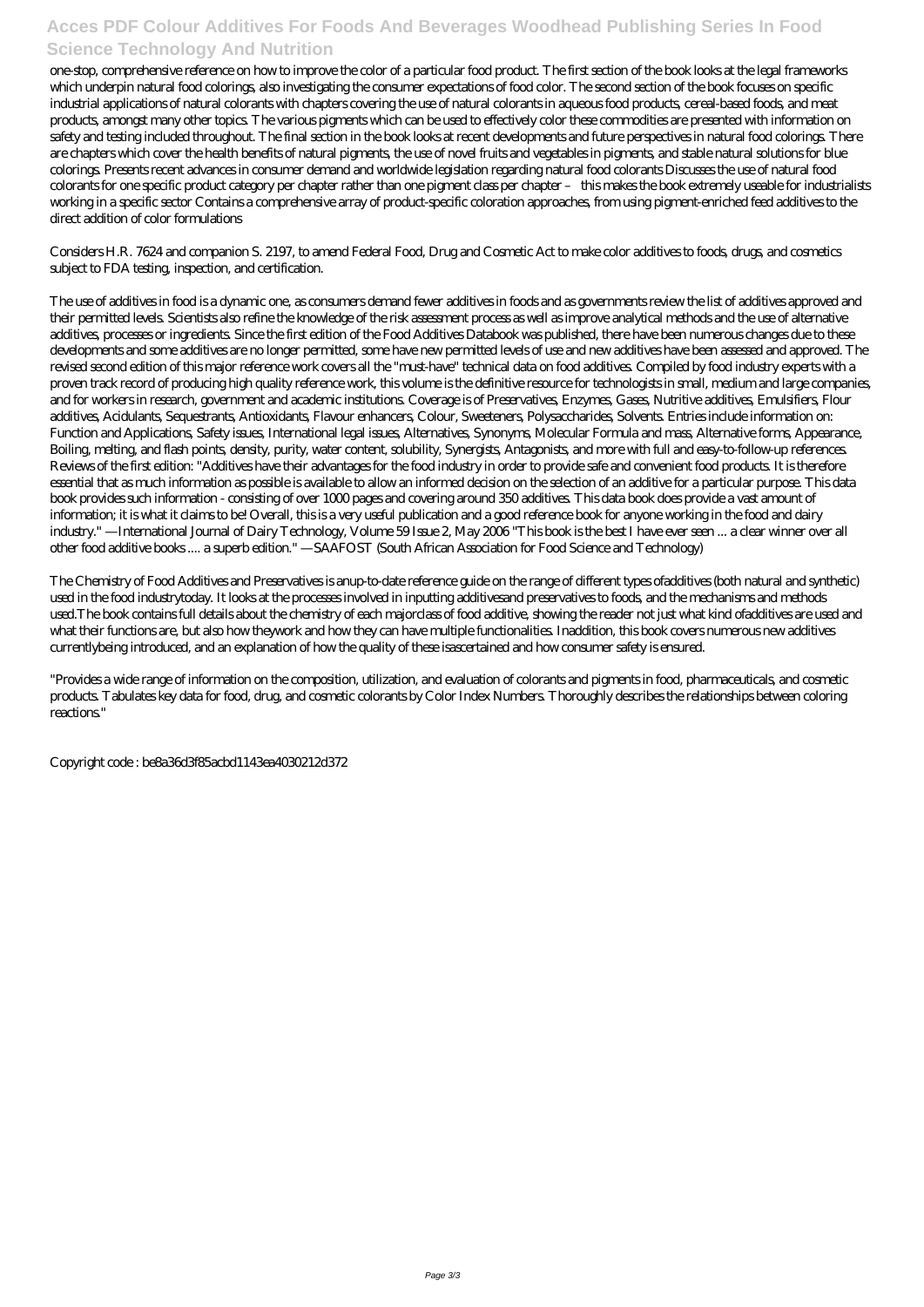one-stop, comprehensive reference on how to improve the color of a particular food product. The first section of the book looks at the legal frameworks which underpin natural food colorings, also investigating the consumer expectations of food color. The second section of the book focuses on specific industrial applications of natural colorants with chapters covering the use of natural colorants in aqueous food products, cereal-based foods, and meat products, amongst many other topics. The various pigments which can be used to effectively color these commodities are presented with information on safety and testing included throughout. The final section in the book looks at recent developments and future perspectives in natural food colorings. There are chapters which cover the health benefits of natural pigments, the use of novel fruits and vegetables in pigments, and stable natural solutions for blue colorings. Presents recent advances in consumer demand and worldwide legislation regarding natural food colorants Discusses the use of natural food colorants for one specific product category per chapter rather than one pigment class per chapter – this makes the book extremely useable for industrialists working in a specific sector Contains a comprehensive array of product-specific coloration approaches, from using pigment-enriched feed additives to the direct addition of color formulations

Considers H.R. 7624 and companion S. 2197, to amend Federal Food, Drug and Cosmetic Act to make color additives to foods, drugs, and cosmetics subject to FDA testing, inspection, and certification.

The use of additives in food is a dynamic one, as consumers demand fewer additives in foods and as governments review the list of additives approved and their permitted levels. Scientists also refine the knowledge of the risk assessment process as well as improve analytical methods and the use of alternative additives, processes or ingredients. Since the first edition of the Food Additives Databook was published, there have been numerous changes due to these developments and some additives are no longer permitted, some have new permitted levels of use and new additives have been assessed and approved. The revised second edition of this major reference work covers all the "must-have" technical data on food additives. Compiled by food industry experts with a proven track record of producing high quality reference work, this volume is the definitive resource for technologists in small, medium and large companies, and for workers in research, government and academic institutions. Coverage is of Preservatives, Enzymes, Gases, Nutritive additives, Emulsifiers, Flour additives, Acidulants, Sequestrants, Antioxidants, Flavour enhancers, Colour, Sweeteners, Polysaccharides, Solvents. Entries include information on: Function and Applications, Safety issues, International legal issues, Alternatives, Synonyms, Molecular Formula and mass, Alternative forms, Appearance, Boiling, melting, and flash points, density, purity, water content, solubility, Synergists, Antagonists, and more with full and easy-to-follow-up references. Reviews of the first edition: "Additives have their advantages for the food industry in order to provide safe and convenient food products. It is therefore essential that as much information as possible is available to allow an informed decision on the selection of an additive for a particular purpose. This data book provides such information - consisting of over 1000 pages and covering around 350 additives. This data book does provide a vast amount of information; it is what it claims to be! Overall, this is a very useful publication and a good reference book for anyone working in the food and dairy industry." —International Journal of Dairy Technology, Volume 59 Issue 2, May 2006 "This book is the best I have ever seen ... a clear winner over all other food additive books .... a superb edition." —SAAFOST (South African Association for Food Science and Technology)

The Chemistry of Food Additives and Preservatives is anup-to-date reference guide on the range of different types ofadditives (both natural and synthetic) used in the food industrytoday. It looks at the processes involved in inputting additivesand preservatives to foods, and the mechanisms and methods used.The book contains full details about the chemistry of each majorclass of food additive, showing the reader not just what kind ofadditives are used and what their functions are, but also how theywork and how they can have multiple functionalities. Inaddition, this book covers numerous new additives currentlybeing introduced, and an explanation of how the quality of these isascertained and how consumer safety is ensured.

"Provides a wide range of information on the composition, utilization, and evaluation of colorants and pigments in food, pharmaceuticals, and cosmetic products. Tabulates key data for food, drug, and cosmetic colorants by Color Index Numbers. Thoroughly describes the relationships between coloring reactions."

Copyright code : be8a36d3f85acbd1143ea4030212d372